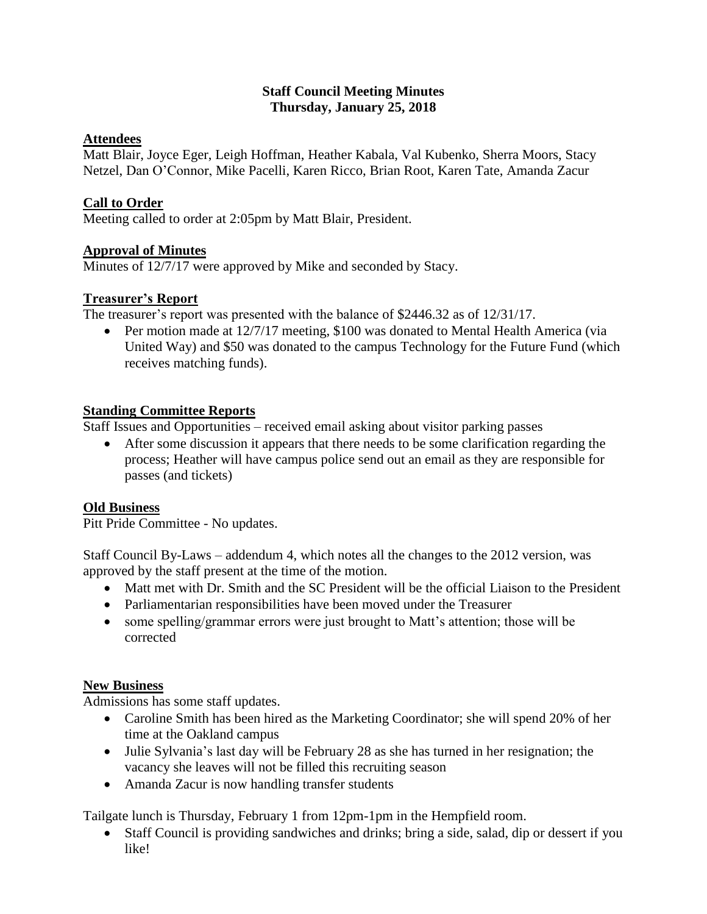# Staff Council Meeting Minutes
## Thursday, January 25, 2018

### Attendees

Matt Blair, Joyce Eger, Leigh Hoffman, Heather Kabala, Val Kubenko, Sherra Moors, Stacy Netzel, Dan O'Connor, Mike Pacelli, Karen Ricco, Brian Root, Karen Tate, Amanda Zacur

### Call to Order

Meeting called to order at 2:05pm by Matt Blair, President.

### Approval of Minutes

Minutes of 12/7/17 were approved by Mike and seconded by Stacy.

### Treasurer's Report

The treasurer's report was presented with the balance of $2446.32 as of 12/31/17.

- Per motion made at 12/7/17 meeting, $100 was donated to Mental Health America (via United Way) and $50 was donated to the campus Technology for the Future Fund (which receives matching funds).

### Standing Committee Reports

Staff Issues and Opportunities – received email asking about visitor parking passes

- After some discussion it appears that there needs to be some clarification regarding the process; Heather will have campus police send out an email as they are responsible for passes (and tickets)

### Old Business

Pitt Pride Committee - No updates.

Staff Council By-Laws – addendum 4, which notes all the changes to the 2012 version, was approved by the staff present at the time of the motion.

- Matt met with Dr. Smith and the SC President will be the official Liaison to the President
- Parliamentarian responsibilities have been moved under the Treasurer
- some spelling/grammar errors were just brought to Matt's attention; those will be corrected

### New Business

Admissions has some staff updates.

- Caroline Smith has been hired as the Marketing Coordinator; she will spend 20% of her time at the Oakland campus
- Julie Sylvania's last day will be February 28 as she has turned in her resignation; the vacancy she leaves will not be filled this recruiting season
- Amanda Zacur is now handling transfer students

Tailgate lunch is Thursday, February 1 from 12pm-1pm in the Hempfield room.

- Staff Council is providing sandwiches and drinks; bring a side, salad, dip or dessert if you like!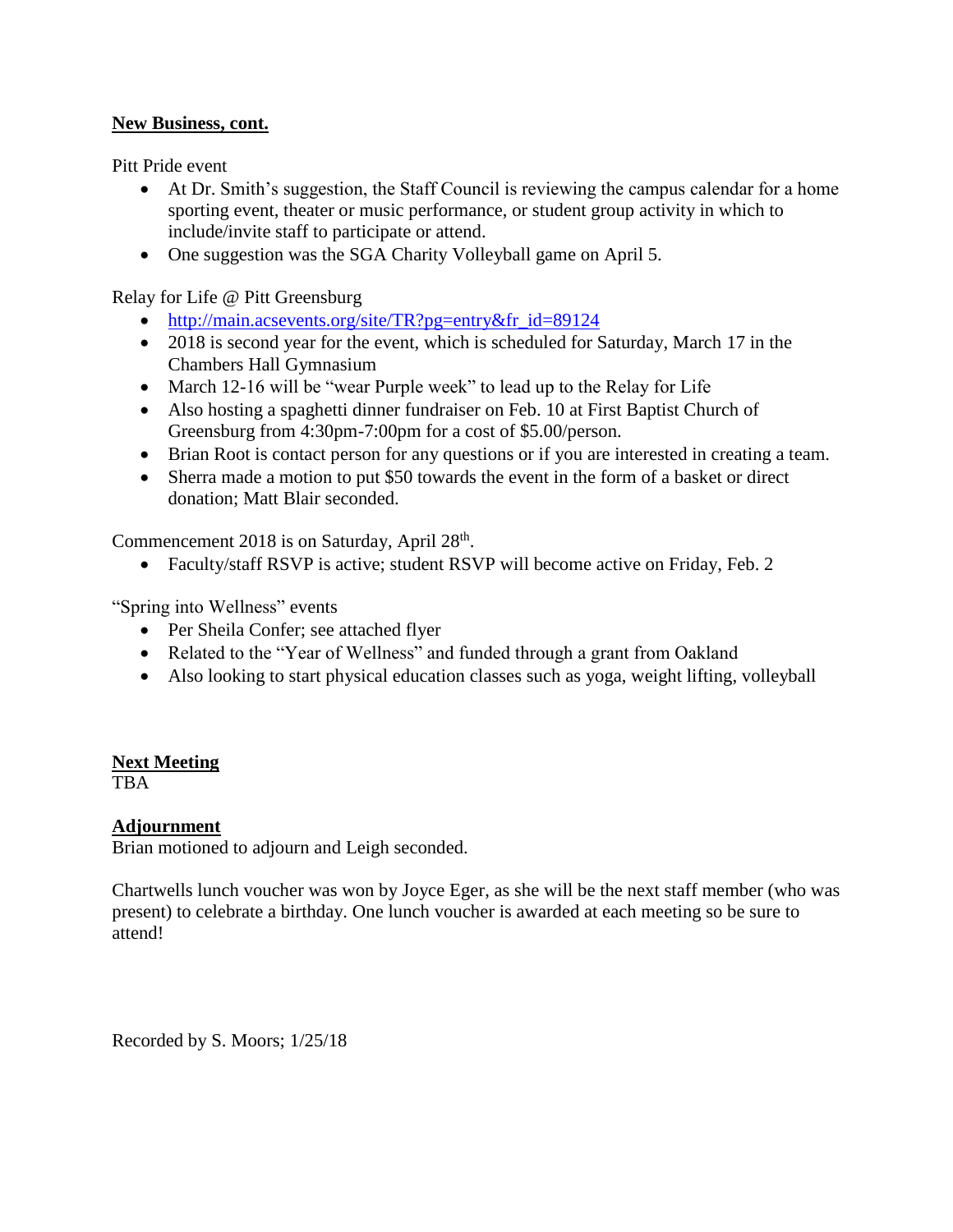**New Business, cont.**

Pitt Pride event

- At Dr. Smith's suggestion, the Staff Council is reviewing the campus calendar for a home sporting event, theater or music performance, or student group activity in which to include/invite staff to participate or attend.
- One suggestion was the SGA Charity Volleyball game on April 5.

Relay for Life @ Pitt Greensburg

- http://main.acsevents.org/site/TR?pg=entry&fr_id=89124
- 2018 is second year for the event, which is scheduled for Saturday, March 17 in the Chambers Hall Gymnasium
- March 12-16 will be "wear Purple week" to lead up to the Relay for Life
- Also hosting a spaghetti dinner fundraiser on Feb. 10 at First Baptist Church of Greensburg from 4:30pm-7:00pm for a cost of $5.00/person.
- Brian Root is contact person for any questions or if you are interested in creating a team.
- Sherra made a motion to put $50 towards the event in the form of a basket or direct donation; Matt Blair seconded.

Commencement 2018 is on Saturday, April 28th.

- Faculty/staff RSVP is active; student RSVP will become active on Friday, Feb. 2

"Spring into Wellness" events

- Per Sheila Confer; see attached flyer
- Related to the "Year of Wellness" and funded through a grant from Oakland
- Also looking to start physical education classes such as yoga, weight lifting, volleyball

**Next Meeting**
TBA

**Adjournment**
Brian motioned to adjourn and Leigh seconded.

Chartwells lunch voucher was won by Joyce Eger, as she will be the next staff member (who was present) to celebrate a birthday. One lunch voucher is awarded at each meeting so be sure to attend!

Recorded by S. Moors; 1/25/18